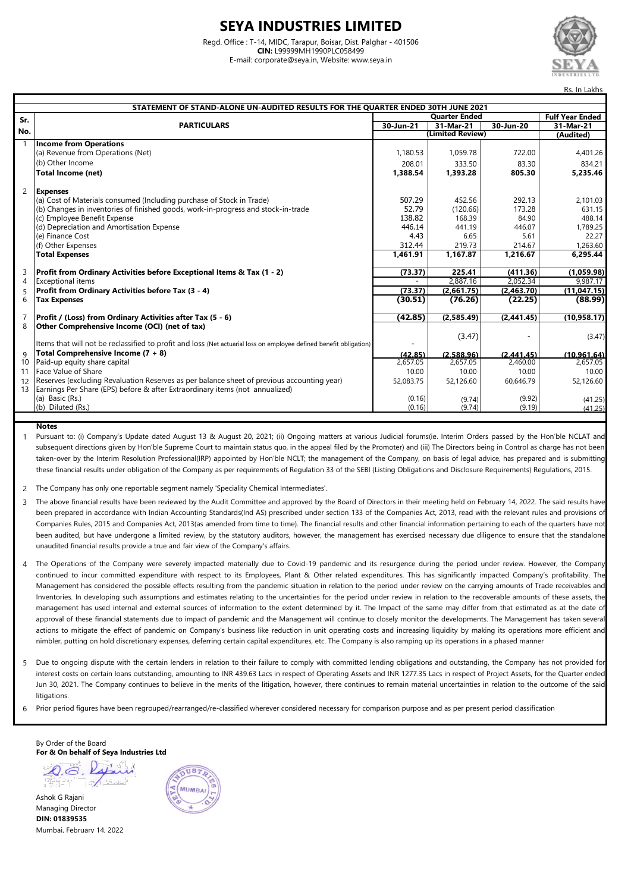# SEYA INDUSTRIES LIMITED

Regd. Office : T-14, MIDC, Tarapur, Boisar, Dist. Palghar - 401506
**CIN:** L99999MH1990PLC058499
E-mail: corporate@seya.in, Website: www.seya.in

Rs. In Lakhs

**STATEMENT OF STAND-ALONE UN-AUDITED RESULTS FOR THE QUARTER ENDED 30TH JUNE 2021**

| Sr. No. | PARTICULARS | Quarter Ended | | | Fulf Year Ended |
|---|---|---|---|---|---|
| | | 30-Jun-21 | 31-Mar-21 | 30-Jun-20 | 31-Mar-21 |
| | | (Limited Review) | | | (Audited) |
| 1 | **Income from Operations** | | | | |
| | (a) Revenue from Operations (Net) | 1,180.53 | 1,059.78 | 722.00 | 4,401.26 |
| | (b) Other Income | 208.01 | 333.50 | 83.30 | 834.21 |
| | **Total Income (net)** | **1,388.54** | **1,393.28** | **805.30** | **5,235.46** |
| 2 | **Expenses** | | | | |
| | (a) Cost of Materials consumed (Including purchase of Stock in Trade) | 507.29 | 452.56 | 292.13 | 2,101.03 |
| | (b) Changes in inventories of finished goods, work-in-progress and stock-in-trade | 52.79 | (120.66) | 173.28 | 631.15 |
| | (c) Employee Benefit Expense | 138.82 | 168.39 | 84.90 | 488.14 |
| | (d) Depreciation and Amortisation Expense | 446.14 | 441.19 | 446.07 | 1,789.25 |
| | (e) Finance Cost | 4.43 | 6.65 | 5.61 | 22.27 |
| | (f) Other Expenses | 312.44 | 219.73 | 214.67 | 1,263.60 |
| | **Total Expenses** | **1,461.91** | **1,167.87** | **1,216.67** | **6,295.44** |
| 3 | **Profit from Ordinary Activities before Exceptional Items & Tax (1 - 2)** | **(73.37)** | **225.41** | **(411.36)** | **(1,059.98)** |
| 4 | Exceptional items | - | 2,887.16 | 2,052.34 | 9,987.17 |
| 5 | **Profit from Ordinary Activities before Tax (3 - 4)** | **(73.37)** | **(2,661.75)** | **(2,463.70)** | **(11,047.15)** |
| 6 | **Tax Expenses** | **(30.51)** | **(76.26)** | **(22.25)** | **(88.99)** |
| 7 | **Profit / (Loss) from Ordinary Activities after Tax (5 - 6)** | **(42.85)** | **(2,585.49)** | **(2,441.45)** | **(10,958.17)** |
| 8 | **Other Comprehensive Income (OCI) (net of tax)** | | | | |
| | Items that will not be reclassified to profit and loss (Net actuarial loss on employee defined benefit obligation) | - | (3.47) | - | (3.47) |
| 9 | **Total Comprehensive Income (7 + 8)** | **(42.85)** | **(2,588.96)** | **(2,441.45)** | **(10,961.64)** |
| 10 | Paid-up equity share capital | 2,657.05 | 2,657.05 | 2,460.00 | 2,657.05 |
| 11 | Face Value of Share | 10.00 | 10.00 | 10.00 | 10.00 |
| 12 | Reserves (excluding Revaluation Reserves as per balance sheet of previous accounting year) | 52,083.75 | 52,126.60 | 60,646.79 | 52,126.60 |
| 13 | Earnings Per Share (EPS) before & after Extraordinary items (not annualized) | | | | |
| | (a) Basic (Rs.) | (0.16) | (9.74) | (9.92) | (41.25) |
| | (b) Diluted (Rs.) | (0.16) | (9.74) | (9.19) | (41.25) |

**Notes**

1. Pursuant to: (i) Company's Update dated August 13 & August 20, 2021; (ii) Ongoing matters at various Judicial forums(ie. Interim Orders passed by the Hon'ble NCLAT and subsequent directions given by Hon'ble Supreme Court to maintain status quo, in the appeal filed by the Promoter) and (iii) The Directors being in Control as charge has not been taken-over by the Interim Resolution Professional(IRP) appointed by Hon'ble NCLT; the management of the Company, on basis of legal advice, has prepared and is submitting these financial results under obligation of the Company as per requirements of Regulation 33 of the SEBI (Listing Obligations and Disclosure Requirements) Regulations, 2015.

2. The Company has only one reportable segment namely 'Speciality Chemical Intermediates'.

3. The above financial results have been reviewed by the Audit Committee and approved by the Board of Directors in their meeting held on February 14, 2022. The said results have been prepared in accordance with Indian Accounting Standards(Ind AS) prescribed under section 133 of the Companies Act, 2013, read with the relevant rules and provisions of Companies Rules, 2015 and Companies Act, 2013(as amended from time to time). The financial results and other financial information pertaining to each of the quarters have not been audited, but have undergone a limited review, by the statutory auditors, however, the management has exercised necessary due diligence to ensure that the standalone unaudited financial results provide a true and fair view of the Company's affairs.

4. The Operations of the Company were severely impacted materially due to Covid-19 pandemic and its resurgence during the period under review. However, the Company continued to incur committed expenditure with respect to its Employees, Plant & Other related expenditures. This has significantly impacted Company's profitability. The Management has considered the possible effects resulting from the pandemic situation in relation to the period under review on the carrying amounts of Trade receivables and Inventories. In developing such assumptions and estimates relating to the uncertainties for the period under review in relation to the recoverable amounts of these assets, the management has used internal and external sources of information to the extent determined by it. The Impact of the same may differ from that estimated as at the date of approval of these financial statements due to impact of pandemic and the Management will continue to closely monitor the developments. The Management has taken several actions to mitigate the effect of pandemic on Company's business like reduction in unit operating costs and increasing liquidity by making its operations more efficient and nimbler, putting on hold discretionary expenses, deferring certain capital expenditures, etc. The Company is also ramping up its operations in a phased manner

5. Due to ongoing dispute with the certain lenders in relation to their failure to comply with committed lending obligations and outstanding, the Company has not provided for interest costs on certain loans outstanding, amounting to INR 439.63 Lacs in respect of Operating Assets and INR 1277.35 Lacs in respect of Project Assets, for the Quarter ended Jun 30, 2021. The Company continues to believe in the merits of the litigation, however, there continues to remain material uncertainties in relation to the outcome of the said litigations.

6. Prior period figures have been regrouped/rearranged/re-classified wherever considered necessary for comparison purpose and as per present period classification

By Order of the Board
**For & On behalf of Seya Industries Ltd**

Ashok G Rajani
Managing Director
**DIN: 01839535**
Mumbai, February 14, 2022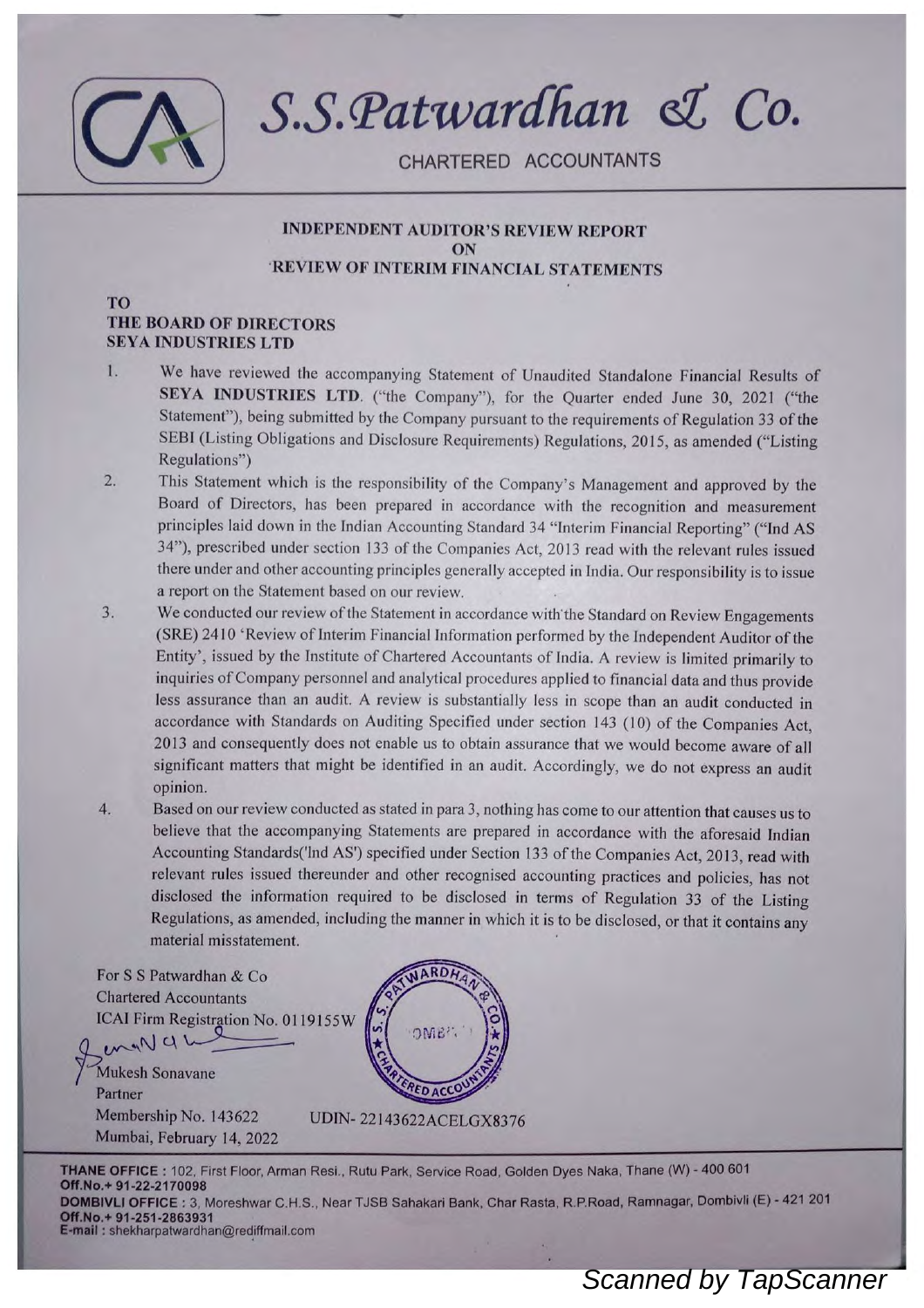# S.S.Patwardhan & Co.

CHARTERED ACCOUNTANTS

**INDEPENDENT AUDITOR'S REVIEW REPORT**
**ON**
**REVIEW OF INTERIM FINANCIAL STATEMENTS**

**TO**
**THE BOARD OF DIRECTORS**
**SEYA INDUSTRIES LTD**

1. We have reviewed the accompanying Statement of Unaudited Standalone Financial Results of **SEYA INDUSTRIES LTD**. ("the Company"), for the Quarter ended June 30, 2021 ("the Statement"), being submitted by the Company pursuant to the requirements of Regulation 33 of the SEBI (Listing Obligations and Disclosure Requirements) Regulations, 2015, as amended ("Listing Regulations")

2. This Statement which is the responsibility of the Company's Management and approved by the Board of Directors, has been prepared in accordance with the recognition and measurement principles laid down in the Indian Accounting Standard 34 "Interim Financial Reporting" ("Ind AS 34"), prescribed under section 133 of the Companies Act, 2013 read with the relevant rules issued there under and other accounting principles generally accepted in India. Our responsibility is to issue a report on the Statement based on our review.

3. We conducted our review of the Statement in accordance with the Standard on Review Engagements (SRE) 2410 'Review of Interim Financial Information performed by the Independent Auditor of the Entity', issued by the Institute of Chartered Accountants of India. A review is limited primarily to inquiries of Company personnel and analytical procedures applied to financial data and thus provide less assurance than an audit. A review is substantially less in scope than an audit conducted in accordance with Standards on Auditing Specified under section 143 (10) of the Companies Act, 2013 and consequently does not enable us to obtain assurance that we would become aware of all significant matters that might be identified in an audit. Accordingly, we do not express an audit opinion.

4. Based on our review conducted as stated in para 3, nothing has come to our attention that causes us to believe that the accompanying Statements are prepared in accordance with the aforesaid Indian Accounting Standards('Ind AS') specified under Section 133 of the Companies Act, 2013, read with relevant rules issued thereunder and other recognised accounting practices and policies, has not disclosed the information required to be disclosed in terms of Regulation 33 of the Listing Regulations, as amended, including the manner in which it is to be disclosed, or that it contains any material misstatement.

For S S Patwardhan & Co
Chartered Accountants
ICAI Firm Registration No. 0119155W

Mukesh Sonavane
Partner
Membership No. 143622
Mumbai, February 14, 2022

UDIN- 22143622ACELGX8376

**THANE OFFICE :** 102, First Floor, Arman Resi., Rutu Park, Service Road, Golden Dyes Naka, Thane (W) - 400 601
**Off.No.+ 91-22-2170098**
**DOMBIVLI OFFICE :** 3, Moreshwar C.H.S., Near TJSB Sahakari Bank, Char Rasta, R.P.Road, Ramnagar, Dombivli (E) - 421 201
**Off.No.+ 91-251-2863931**
**E-mail :** shekharpatwardhan@rediffmail.com